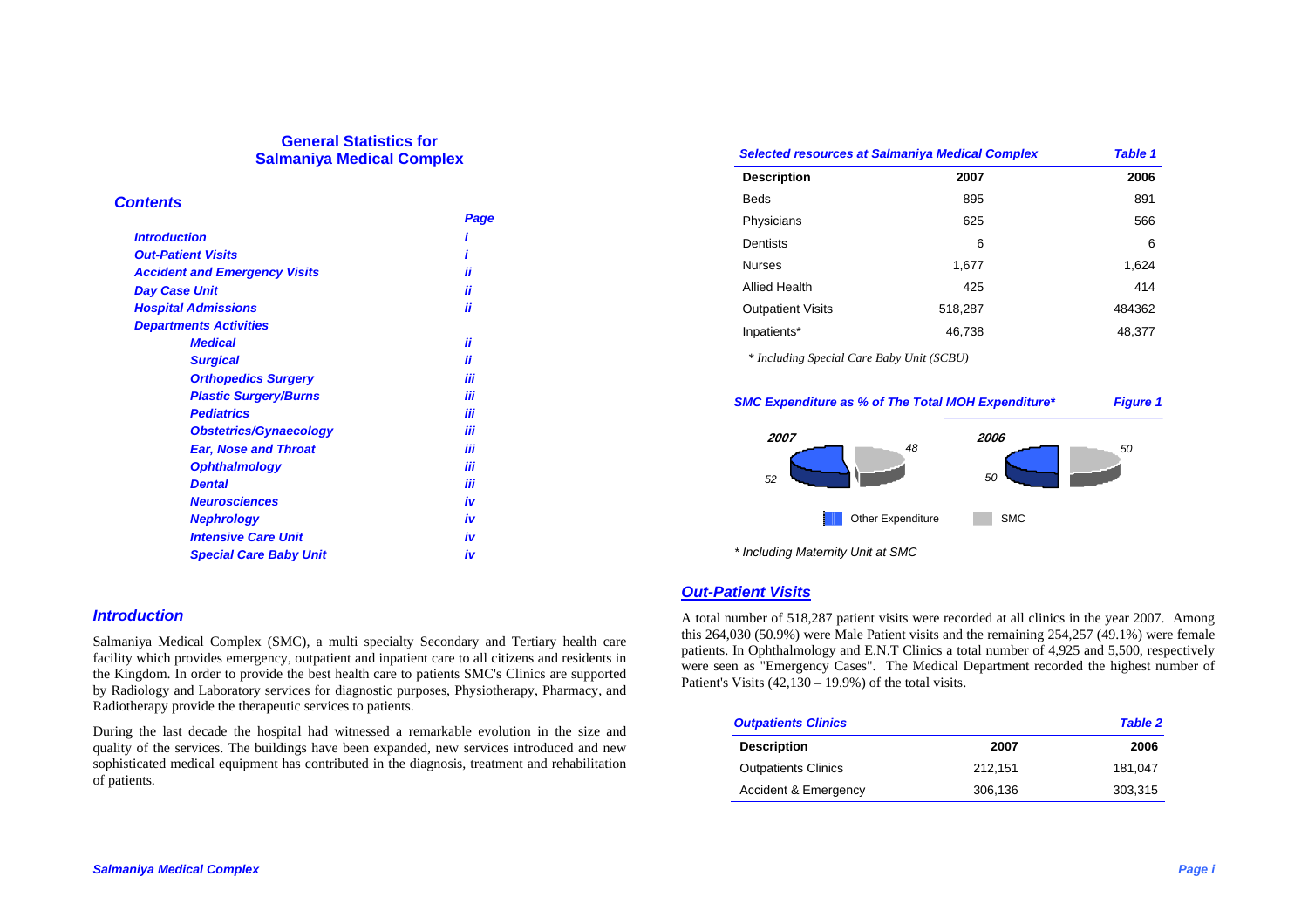# General Statistics for Salmaniya Medical Complex

## Contents

| | Page |
|---|---|
| *Introduction* | *i* |
| *Out-Patient Visits* | *i* |
| *Accident and Emergency Visits* | *ii* |
| *Day Case Unit* | *ii* |
| *Hospital Admissions* | *ii* |
| *Departments Activities* | |
| *Medical* | *ii* |
| *Surgical* | *ii* |
| *Orthopedics Surgery* | *iii* |
| *Plastic Surgery/Burns* | *iii* |
| *Pediatrics* | *iii* |
| *Obstetrics/Gynaecology* | *iii* |
| *Ear, Nose and Throat* | *iii* |
| *Ophthalmology* | *iii* |
| *Dental* | *iii* |
| *Neurosciences* | *iv* |
| *Nephrology* | *iv* |
| *Intensive Care Unit* | *iv* |
| *Special Care Baby Unit* | *iv* |

## *Introduction*

Salmaniya Medical Complex (SMC), a multi specialty Secondary and Tertiary health care facility which provides emergency, outpatient and inpatient care to all citizens and residents in the Kingdom. In order to provide the best health care to patients SMC's Clinics are supported by Radiology and Laboratory services for diagnostic purposes, Physiotherapy, Pharmacy, and Radiotherapy provide the therapeutic services to patients.

During the last decade the hospital had witnessed a remarkable evolution in the size and quality of the services. The buildings have been expanded, new services introduced and new sophisticated medical equipment has contributed in the diagnosis, treatment and rehabilitation of patients.

***Selected resources at Salmaniya Medical Complex*** — ***Table 1***

| Description | 2007 | 2006 |
|---|---|---|
| Beds | 895 | 891 |
| Physicians | 625 | 566 |
| Dentists | 6 | 6 |
| Nurses | 1,677 | 1,624 |
| Allied Health | 425 | 414 |
| Outpatient Visits | 518,287 | 484362 |
| Inpatients* | 46,738 | 48,377 |

*\* Including Special Care Baby Unit (SCBU)*

***SMC Expenditure as % of The Total MOH Expenditure**** — ***Figure 1***

| | 2007 | 2006 |
|---|---|---|
| Other Expenditure | 52 | 50 |
| SMC | 48 | 50 |

*\* Including Maternity Unit at SMC*

## *Out-Patient Visits*

A total number of 518,287 patient visits were recorded at all clinics in the year 2007. Among this 264,030 (50.9%) were Male Patient visits and the remaining 254,257 (49.1%) were female patients. In Ophthalmology and E.N.T Clinics a total number of 4,925 and 5,500, respectively were seen as "Emergency Cases". The Medical Department recorded the highest number of Patient's Visits (42,130 – 19.9%) of the total visits.

***Outpatients Clinics*** — ***Table 2***

| Description | 2007 | 2006 |
|---|---|---|
| Outpatients Clinics | 212,151 | 181,047 |
| Accident & Emergency | 306,136 | 303,315 |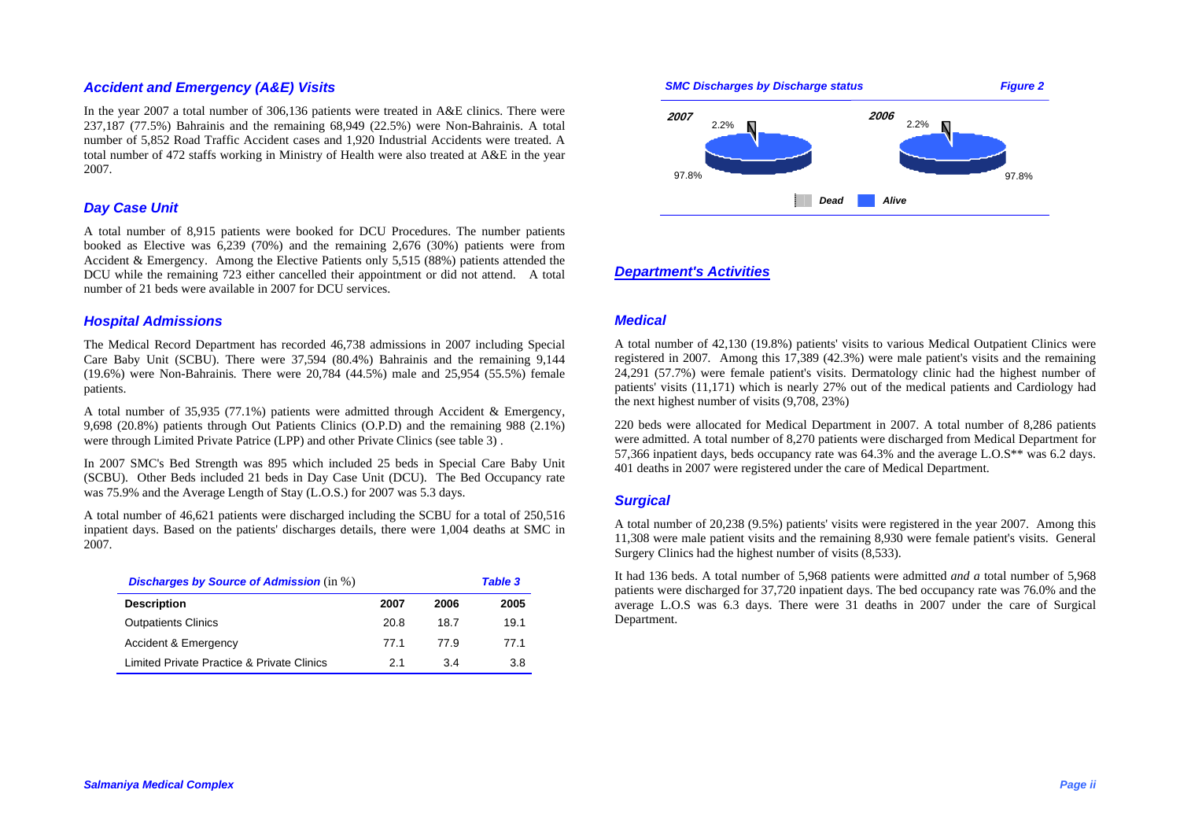### *Accident and Emergency (A&E) Visits*

In the year 2007 a total number of 306,136 patients were treated in A&E clinics. There were 237,187 (77.5%) Bahrainis and the remaining 68,949 (22.5%) were Non-Bahrainis. A total number of 5,852 Road Traffic Accident cases and 1,920 Industrial Accidents were treated. A total number of 472 staffs working in Ministry of Health were also treated at A&E in the year 2007.

### *Day Case Unit*

A total number of 8,915 patients were booked for DCU Procedures. The number patients booked as Elective was 6,239 (70%) and the remaining 2,676 (30%) patients were from Accident & Emergency. Among the Elective Patients only 5,515 (88%) patients attended the DCU while the remaining 723 either cancelled their appointment or did not attend. A total number of 21 beds were available in 2007 for DCU services.

### *Hospital Admissions*

The Medical Record Department has recorded 46,738 admissions in 2007 including Special Care Baby Unit (SCBU). There were 37,594 (80.4%) Bahrainis and the remaining 9,144 (19.6%) were Non-Bahrainis. There were 20,784 (44.5%) male and 25,954 (55.5%) female patients.

A total number of 35,935 (77.1%) patients were admitted through Accident & Emergency, 9,698 (20.8%) patients through Out Patients Clinics (O.P.D) and the remaining 988 (2.1%) were through Limited Private Patrice (LPP) and other Private Clinics (see table 3) .

In 2007 SMC's Bed Strength was 895 which included 25 beds in Special Care Baby Unit (SCBU). Other Beds included 21 beds in Day Case Unit (DCU). The Bed Occupancy rate was 75.9% and the Average Length of Stay (L.O.S.) for 2007 was 5.3 days.

A total number of 46,621 patients were discharged including the SCBU for a total of 250,516 inpatient days. Based on the patients' discharges details, there were 1,004 deaths at SMC in 2007.

***Discharges by Source of Admission*** (in %) — ***Table 3***

| Description | 2007 | 2006 | 2005 |
|---|---|---|---|
| Outpatients Clinics | 20.8 | 18.7 | 19.1 |
| Accident & Emergency | 77.1 | 77.9 | 77.1 |
| Limited Private Practice & Private Clinics | 2.1 | 3.4 | 3.8 |

***SMC Discharges by Discharge status*** — ***Figure 2***

| Status | 2007 | 2006 |
|---|---|---|
| Dead | 2.2% | 2.2% |
| Alive | 97.8% | 97.8% |

### *Department's Activities*

### *Medical*

A total number of 42,130 (19.8%) patients' visits to various Medical Outpatient Clinics were registered in 2007. Among this 17,389 (42.3%) were male patient's visits and the remaining 24,291 (57.7%) were female patient's visits. Dermatology clinic had the highest number of patients' visits (11,171) which is nearly 27% out of the medical patients and Cardiology had the next highest number of visits (9,708, 23%)

220 beds were allocated for Medical Department in 2007. A total number of 8,286 patients were admitted. A total number of 8,270 patients were discharged from Medical Department for 57,366 inpatient days, beds occupancy rate was 64.3% and the average L.O.S** was 6.2 days. 401 deaths in 2007 were registered under the care of Medical Department.

### *Surgical*

A total number of 20,238 (9.5%) patients' visits were registered in the year 2007. Among this 11,308 were male patient visits and the remaining 8,930 were female patient's visits. General Surgery Clinics had the highest number of visits (8,533).

It had 136 beds. A total number of 5,968 patients were admitted *and a* total number of 5,968 patients were discharged for 37,720 inpatient days. The bed occupancy rate was 76.0% and the average L.O.S was 6.3 days. There were 31 deaths in 2007 under the care of Surgical Department.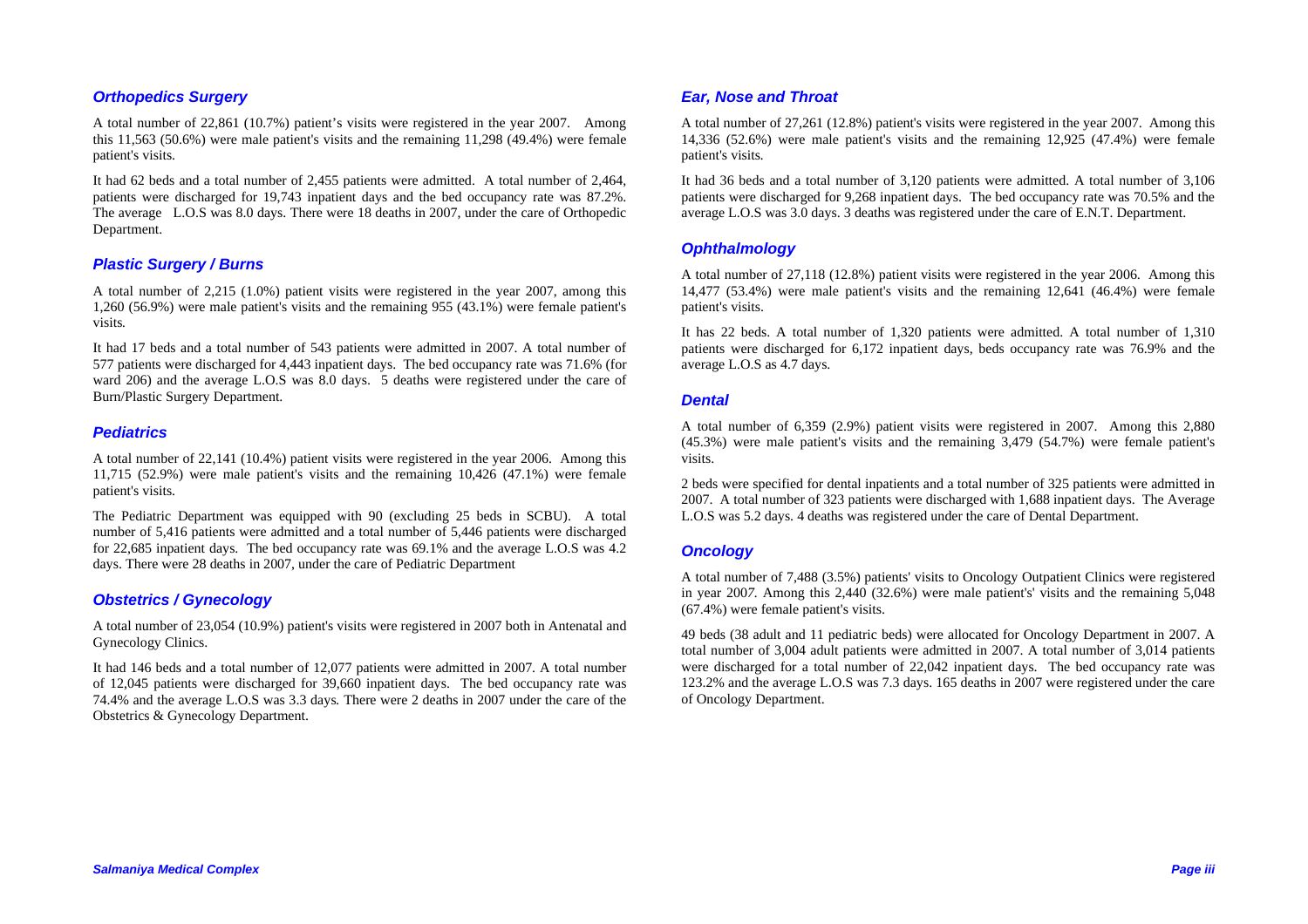### *Orthopedics Surgery*

A total number of 22,861 (10.7%) patient's visits were registered in the year 2007. Among this 11,563 (50.6%) were male patient's visits and the remaining 11,298 (49.4%) were female patient's visits.

It had 62 beds and a total number of 2,455 patients were admitted. A total number of 2,464, patients were discharged for 19,743 inpatient days and the bed occupancy rate was 87.2%. The average L.O.S was 8.0 days. There were 18 deaths in 2007, under the care of Orthopedic Department.

### *Plastic Surgery / Burns*

A total number of 2,215 (1.0%) patient visits were registered in the year 2007, among this 1,260 (56.9%) were male patient's visits and the remaining 955 (43.1%) were female patient's visits.

It had 17 beds and a total number of 543 patients were admitted in 2007. A total number of 577 patients were discharged for 4,443 inpatient days. The bed occupancy rate was 71.6% (for ward 206) and the average L.O.S was 8.0 days. 5 deaths were registered under the care of Burn/Plastic Surgery Department.

### *Pediatrics*

A total number of 22,141 (10.4%) patient visits were registered in the year 2006. Among this 11,715 (52.9%) were male patient's visits and the remaining 10,426 (47.1%) were female patient's visits.

The Pediatric Department was equipped with 90 (excluding 25 beds in SCBU). A total number of 5,416 patients were admitted and a total number of 5,446 patients were discharged for 22,685 inpatient days. The bed occupancy rate was 69.1% and the average L.O.S was 4.2 days. There were 28 deaths in 2007, under the care of Pediatric Department

### *Obstetrics / Gynecology*

A total number of 23,054 (10.9%) patient's visits were registered in 2007 both in Antenatal and Gynecology Clinics.

It had 146 beds and a total number of 12,077 patients were admitted in 2007. A total number of 12,045 patients were discharged for 39,660 inpatient days. The bed occupancy rate was 74.4% and the average L.O.S was 3.3 days. There were 2 deaths in 2007 under the care of the Obstetrics & Gynecology Department.

### *Ear, Nose and Throat*

A total number of 27,261 (12.8%) patient's visits were registered in the year 2007. Among this 14,336 (52.6%) were male patient's visits and the remaining 12,925 (47.4%) were female patient's visits.

It had 36 beds and a total number of 3,120 patients were admitted. A total number of 3,106 patients were discharged for 9,268 inpatient days. The bed occupancy rate was 70.5% and the average L.O.S was 3.0 days. 3 deaths was registered under the care of E.N.T. Department.

### *Ophthalmology*

A total number of 27,118 (12.8%) patient visits were registered in the year 2006. Among this 14,477 (53.4%) were male patient's visits and the remaining 12,641 (46.4%) were female patient's visits.

It has 22 beds. A total number of 1,320 patients were admitted. A total number of 1,310 patients were discharged for 6,172 inpatient days, beds occupancy rate was 76.9% and the average L.O.S as 4.7 days.

### *Dental*

A total number of 6,359 (2.9%) patient visits were registered in 2007. Among this 2,880 (45.3%) were male patient's visits and the remaining 3,479 (54.7%) were female patient's visits.

2 beds were specified for dental inpatients and a total number of 325 patients were admitted in 2007. A total number of 323 patients were discharged with 1,688 inpatient days. The Average L.O.S was 5.2 days. 4 deaths was registered under the care of Dental Department.

### *Oncology*

A total number of 7,488 (3.5%) patients' visits to Oncology Outpatient Clinics were registered in year 2007. Among this 2,440 (32.6%) were male patient's' visits and the remaining 5,048 (67.4%) were female patient's visits.

49 beds (38 adult and 11 pediatric beds) were allocated for Oncology Department in 2007. A total number of 3,004 adult patients were admitted in 2007. A total number of 3,014 patients were discharged for a total number of 22,042 inpatient days. The bed occupancy rate was 123.2% and the average L.O.S was 7.3 days. 165 deaths in 2007 were registered under the care of Oncology Department.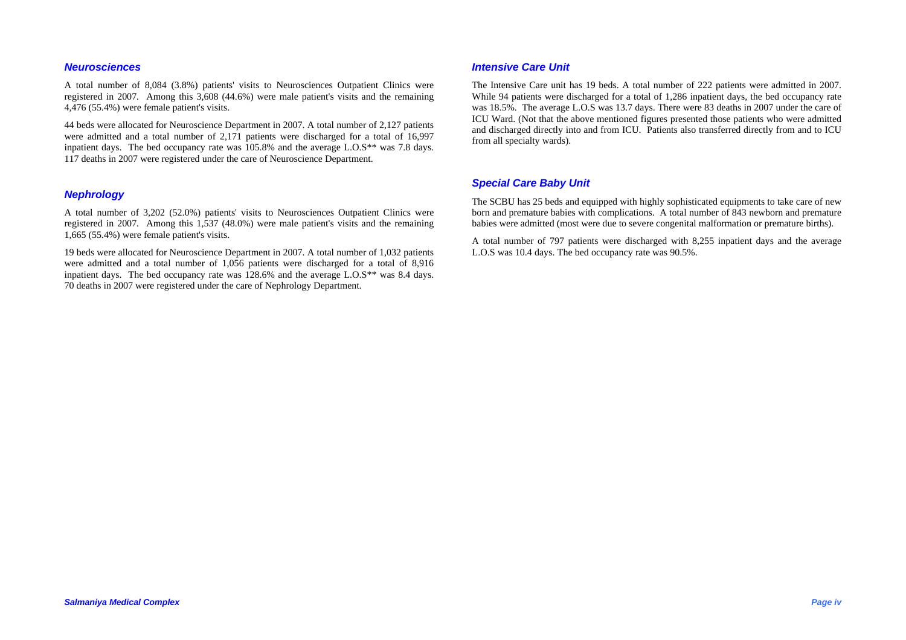### *Neurosciences*

A total number of 8,084 (3.8%) patients' visits to Neurosciences Outpatient Clinics were registered in 2007. Among this 3,608 (44.6%) were male patient's visits and the remaining 4,476 (55.4%) were female patient's visits.

44 beds were allocated for Neuroscience Department in 2007. A total number of 2,127 patients were admitted and a total number of 2,171 patients were discharged for a total of 16,997 inpatient days. The bed occupancy rate was 105.8% and the average L.O.S** was 7.8 days. 117 deaths in 2007 were registered under the care of Neuroscience Department.

### *Nephrology*

A total number of 3,202 (52.0%) patients' visits to Neurosciences Outpatient Clinics were registered in 2007. Among this 1,537 (48.0%) were male patient's visits and the remaining 1,665 (55.4%) were female patient's visits.

19 beds were allocated for Neuroscience Department in 2007. A total number of 1,032 patients were admitted and a total number of 1,056 patients were discharged for a total of 8,916 inpatient days. The bed occupancy rate was 128.6% and the average L.O.S** was 8.4 days. 70 deaths in 2007 were registered under the care of Nephrology Department.

### *Intensive Care Unit*

The Intensive Care unit has 19 beds. A total number of 222 patients were admitted in 2007. While 94 patients were discharged for a total of 1,286 inpatient days, the bed occupancy rate was 18.5%. The average L.O.S was 13.7 days. There were 83 deaths in 2007 under the care of ICU Ward. (Not that the above mentioned figures presented those patients who were admitted and discharged directly into and from ICU. Patients also transferred directly from and to ICU from all specialty wards).

### *Special Care Baby Unit*

The SCBU has 25 beds and equipped with highly sophisticated equipments to take care of new born and premature babies with complications. A total number of 843 newborn and premature babies were admitted (most were due to severe congenital malformation or premature births).

A total number of 797 patients were discharged with 8,255 inpatient days and the average L.O.S was 10.4 days. The bed occupancy rate was 90.5%.